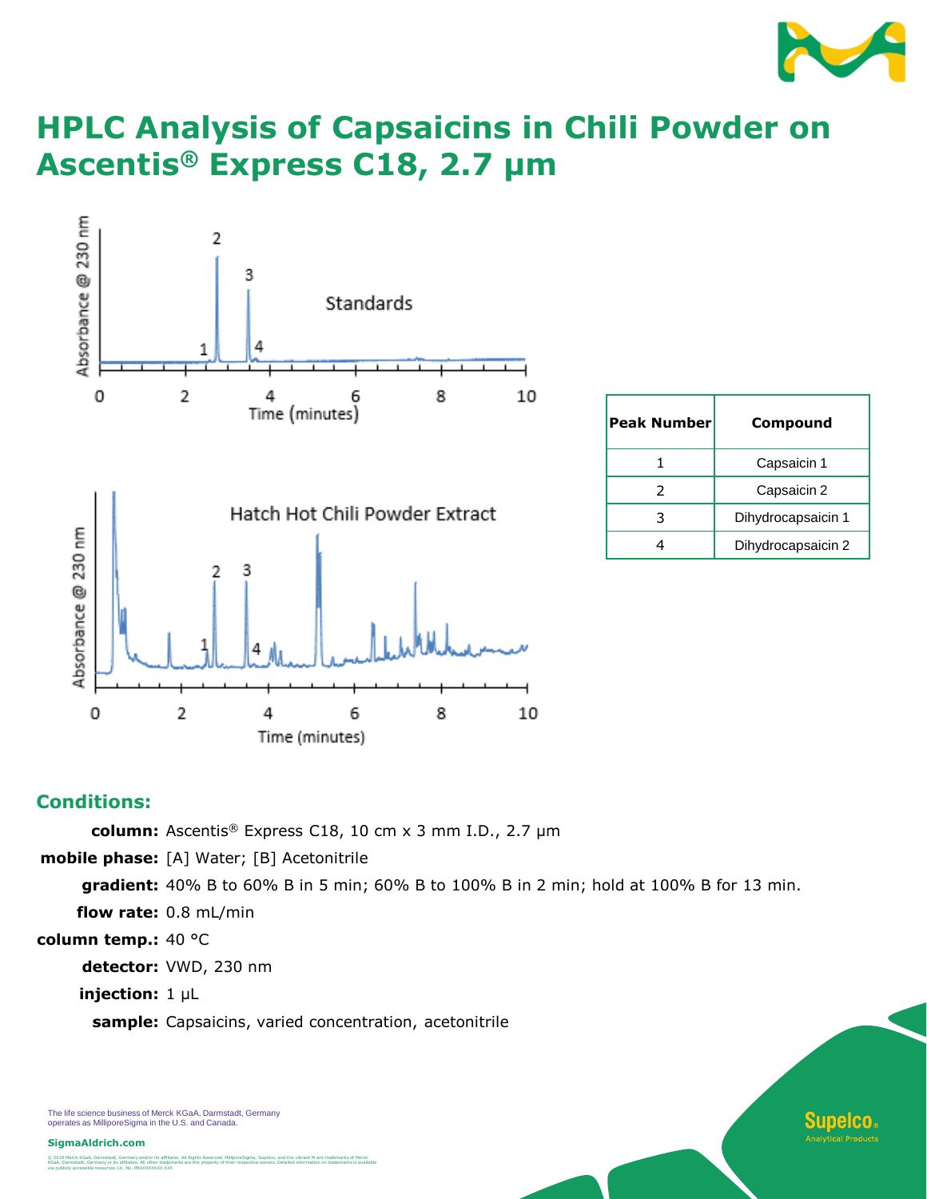# HPLC Analysis of Capsaicins in Chili Powder on Ascentis® Express C18, 2.7 µm

| Peak Number | Compound |
|---|---|
| 1 | Capsaicin 1 |
| 2 | Capsaicin 2 |
| 3 | Dihydrocapsaicin 1 |
| 4 | Dihydrocapsaicin 2 |

## Conditions:

**column:** Ascentis® Express C18, 10 cm x 3 mm I.D., 2.7 µm

**mobile phase:** [A] Water; [B] Acetonitrile

**gradient:** 40% B to 60% B in 5 min; 60% B to 100% B in 2 min; hold at 100% B for 13 min.

**flow rate:** 0.8 mL/min

**column temp.:** 40 °C

**detector:** VWD, 230 nm

**injection:** 1 µL

**sample:** Capsaicins, varied concentration, acetonitrile

The life science business of Merck KGaA, Darmstadt, Germany operates as MilliporeSigma in the U.S. and Canada.

SigmaAldrich.com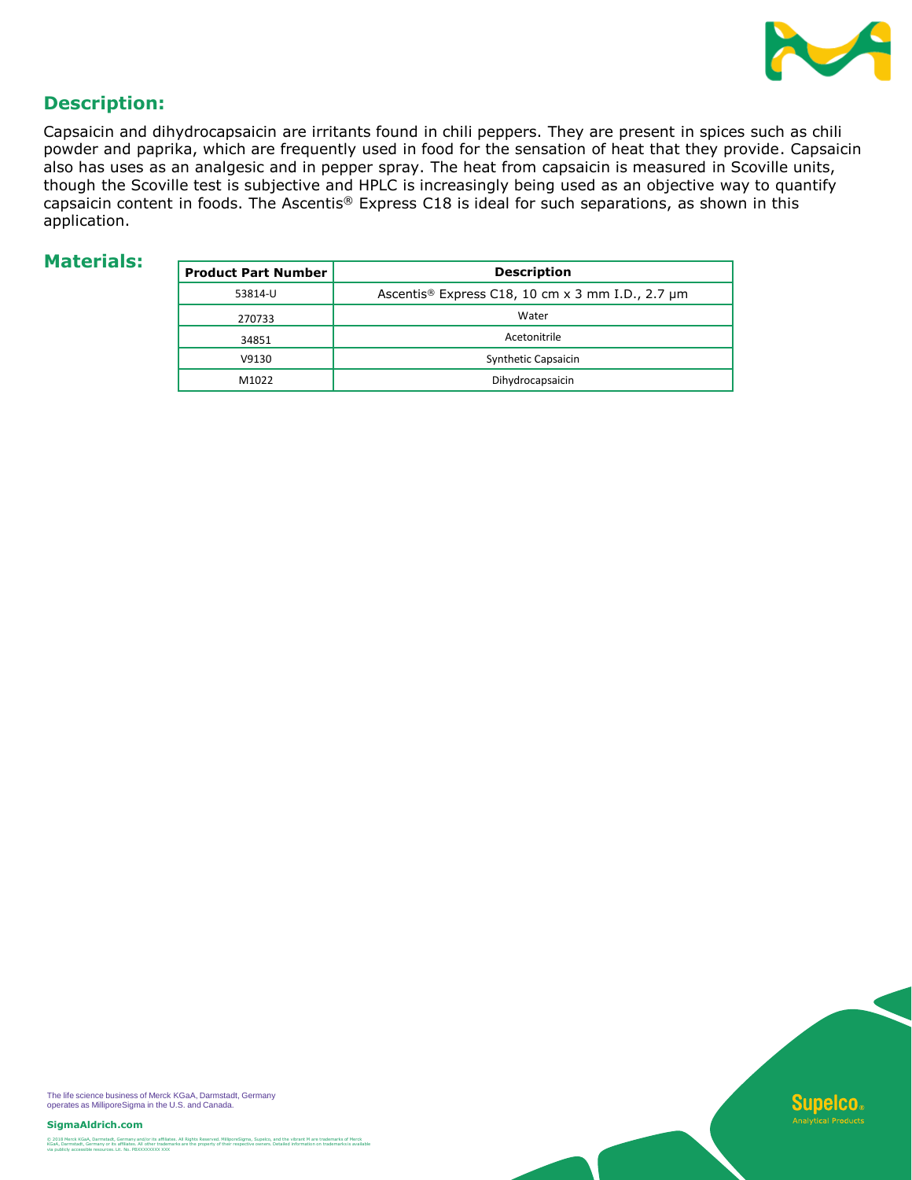## Description:

Capsaicin and dihydrocapsaicin are irritants found in chili peppers. They are present in spices such as chili powder and paprika, which are frequently used in food for the sensation of heat that they provide. Capsaicin also has uses as an analgesic and in pepper spray. The heat from capsaicin is measured in Scoville units, though the Scoville test is subjective and HPLC is increasingly being used as an objective way to quantify capsaicin content in foods. The Ascentis® Express C18 is ideal for such separations, as shown in this application.

## Materials:

| Product Part Number | Description |
|---|---|
| 53814-U | Ascentis® Express C18, 10 cm x 3 mm I.D., 2.7 µm |
| 270733 | Water |
| 34851 | Acetonitrile |
| V9130 | Synthetic Capsaicin |
| M1022 | Dihydrocapsaicin |

The life science business of Merck KGaA, Darmstadt, Germany operates as MilliporeSigma in the U.S. and Canada.

**SigmaAldrich.com**

© 2018 Merck KGaA, Darmstadt, Germany and/or its affiliates. All Rights Reserved. MilliporeSigma, Supelco, and the vibrant M are trademarks of Merck KGaA, Darmstadt, Germany or its affiliates. All other trademarks are the property of their respective owners. Detailed information on trademarks is available via publicly accessible resources. Lit. No. PBXXXXXXXX XXX

Supelco® Analytical Products